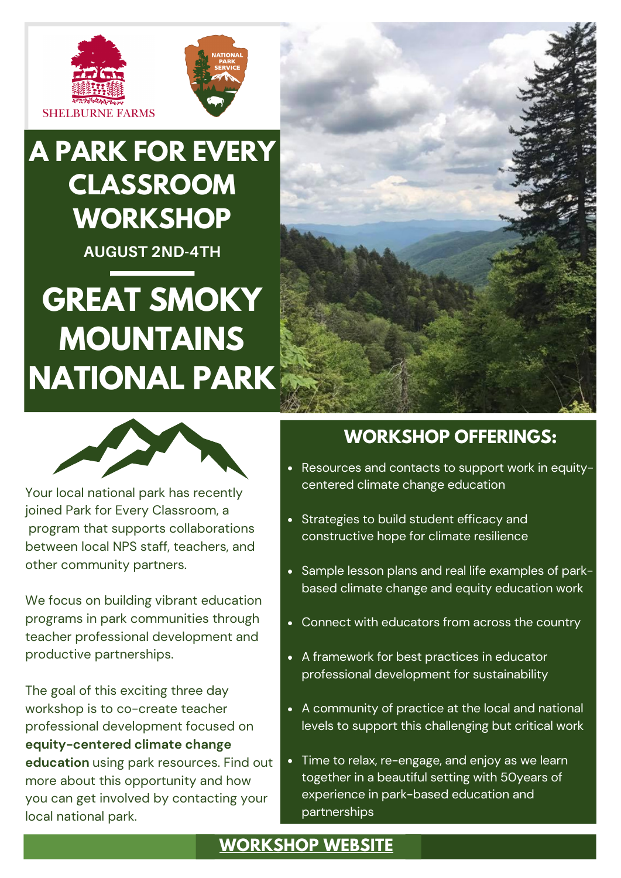SHELBURNE FARMS

NATIONAL PARK SERVICE

# A PARK FOR EVERY CLASSROOM WORKSHOP

**AUGUST 2ND-4TH**

# GREAT SMOKY MOUNTAINS NATIONAL PARK

Your local national park has recently joined Park for Every Classroom, a program that supports collaborations between local NPS staff, teachers, and other community partners.

We focus on building vibrant education programs in park communities through teacher professional development and productive partnerships.

The goal of this exciting three day workshop is to co-create teacher professional development focused on **equity-centered climate change education** using park resources. Find out more about this opportunity and how you can get involved by contacting your local national park.

## WORKSHOP OFFERINGS:

- Resources and contacts to support work in equity-centered climate change education
- Strategies to build student efficacy and constructive hope for climate resilience
- Sample lesson plans and real life examples of park-based climate change and equity education work
- Connect with educators from across the country
- A framework for best practices in educator professional development for sustainability
- A community of practice at the local and national levels to support this challenging but critical work
- Time to relax, re-engage, and enjoy as we learn together in a beautiful setting with 50years of experience in park-based education and partnerships

**WORKSHOP WEBSITE**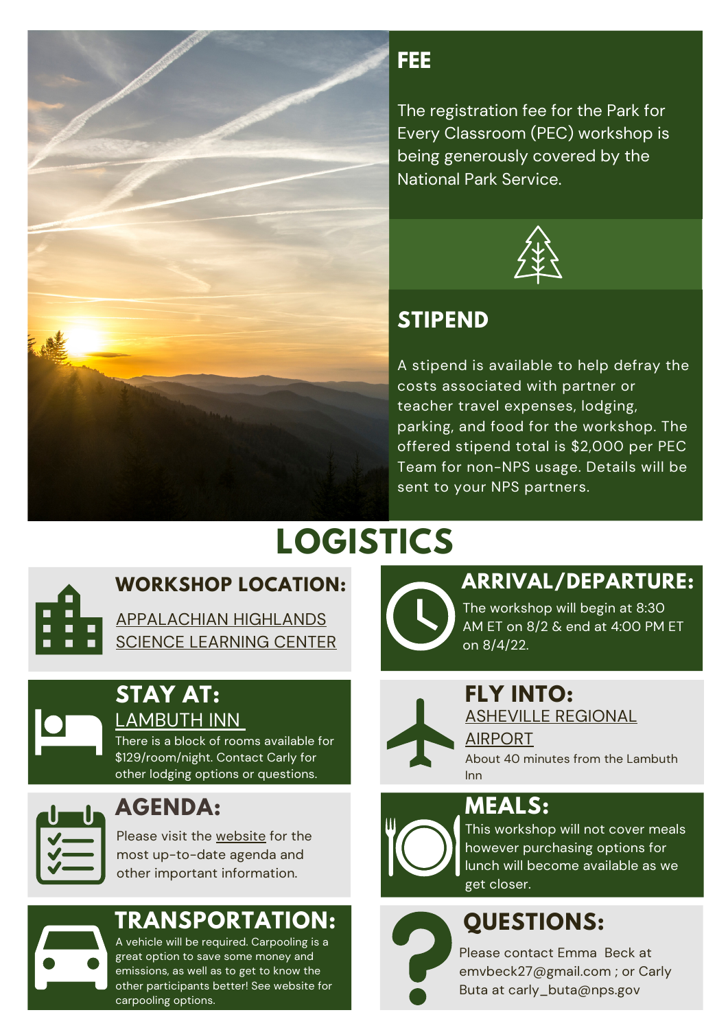## FEE

The registration fee for the Park for Every Classroom (PEC) workshop is being generously covered by the National Park Service.

## STIPEND

A stipend is available to help defray the costs associated with partner or teacher travel expenses, lodging, parking, and food for the workshop. The offered stipend total is $2,000 per PEC Team for non-NPS usage. Details will be sent to your NPS partners.

# LOGISTICS

### WORKSHOP LOCATION:

APPALACHIAN HIGHLANDS SCIENCE LEARNING CENTER

### ARRIVAL/DEPARTURE:

The workshop will begin at 8:30 AM ET on 8/2 & end at 4:00 PM ET on 8/4/22.

### STAY AT:

LAMBUTH INN

There is a block of rooms available for $129/room/night. Contact Carly for other lodging options or questions.

### FLY INTO:

ASHEVILLE REGIONAL AIRPORT

About 40 minutes from the Lambuth Inn

### AGENDA:

Please visit the website for the most up-to-date agenda and other important information.

### MEALS:

This workshop will not cover meals however purchasing options for lunch will become available as we get closer.

### TRANSPORTATION:

A vehicle will be required. Carpooling is a great option to save some money and emissions, as well as to get to know the other participants better! See website for carpooling options.

### QUESTIONS:

Please contact Emma Beck at emvbeck27@gmail.com ; or Carly Buta at carly_buta@nps.gov